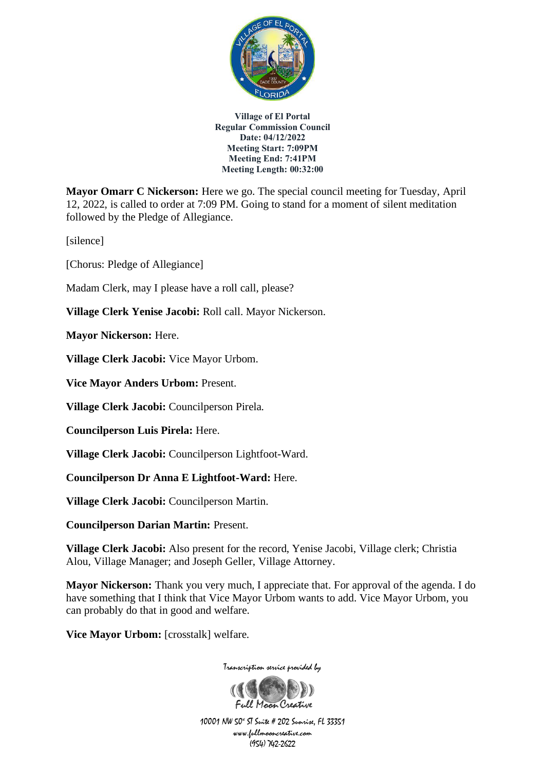**Village of El Portal**
**Regular Commission Council**
**Date: 04/12/2022**
**Meeting Start: 7:09PM**
**Meeting End: 7:41PM**
**Meeting Length: 00:32:00**

**Mayor Omarr C Nickerson:** Here we go. The special council meeting for Tuesday, April 12, 2022, is called to order at 7:09 PM. Going to stand for a moment of silent meditation followed by the Pledge of Allegiance.

[silence]

[Chorus: Pledge of Allegiance]

Madam Clerk, may I please have a roll call, please?

**Village Clerk Yenise Jacobi:** Roll call. Mayor Nickerson.

**Mayor Nickerson:** Here.

**Village Clerk Jacobi:** Vice Mayor Urbom.

**Vice Mayor Anders Urbom:** Present.

**Village Clerk Jacobi:** Councilperson Pirela.

**Councilperson Luis Pirela:** Here.

**Village Clerk Jacobi:** Councilperson Lightfoot-Ward.

**Councilperson Dr Anna E Lightfoot-Ward:** Here.

**Village Clerk Jacobi:** Councilperson Martin.

**Councilperson Darian Martin:** Present.

**Village Clerk Jacobi:** Also present for the record, Yenise Jacobi, Village clerk; Christia Alou, Village Manager; and Joseph Geller, Village Attorney.

**Mayor Nickerson:** Thank you very much, I appreciate that. For approval of the agenda. I do have something that I think that Vice Mayor Urbom wants to add. Vice Mayor Urbom, you can probably do that in good and welfare.

**Vice Mayor Urbom:** [crosstalk] welfare.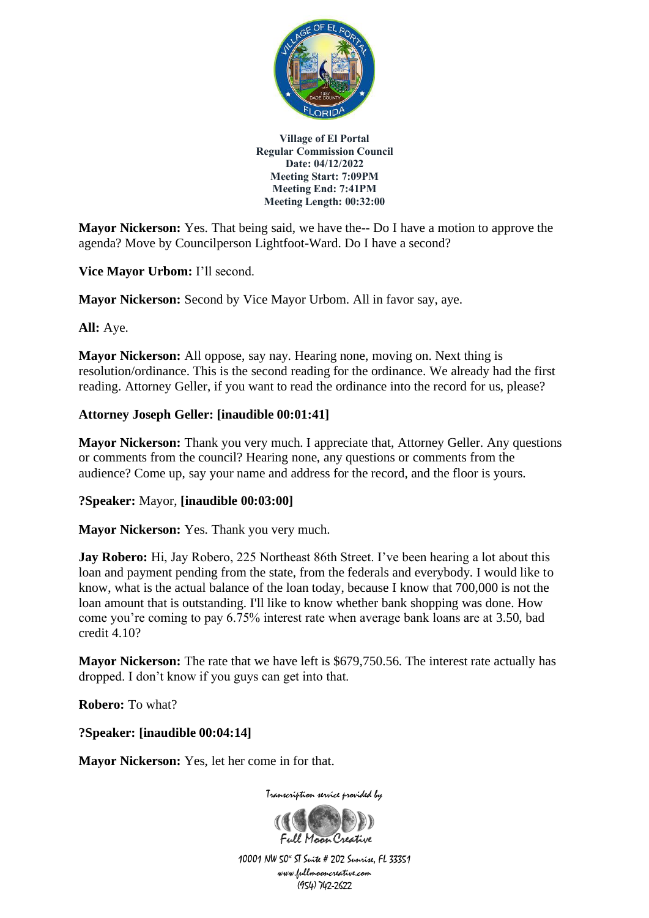**Village of El Portal**
**Regular Commission Council**
**Date: 04/12/2022**
**Meeting Start: 7:09PM**
**Meeting End: 7:41PM**
**Meeting Length: 00:32:00**

**Mayor Nickerson:** Yes. That being said, we have the-- Do I have a motion to approve the agenda? Move by Councilperson Lightfoot-Ward. Do I have a second?

**Vice Mayor Urbom:** I'll second.

**Mayor Nickerson:** Second by Vice Mayor Urbom. All in favor say, aye.

**All:** Aye.

**Mayor Nickerson:** All oppose, say nay. Hearing none, moving on. Next thing is resolution/ordinance. This is the second reading for the ordinance. We already had the first reading. Attorney Geller, if you want to read the ordinance into the record for us, please?

**Attorney Joseph Geller: [inaudible 00:01:41]**

**Mayor Nickerson:** Thank you very much. I appreciate that, Attorney Geller. Any questions or comments from the council? Hearing none, any questions or comments from the audience? Come up, say your name and address for the record, and the floor is yours.

**?Speaker:** Mayor, **[inaudible 00:03:00]**

**Mayor Nickerson:** Yes. Thank you very much.

**Jay Robero:** Hi, Jay Robero, 225 Northeast 86th Street. I've been hearing a lot about this loan and payment pending from the state, from the federals and everybody. I would like to know, what is the actual balance of the loan today, because I know that 700,000 is not the loan amount that is outstanding. I'll like to know whether bank shopping was done. How come you're coming to pay 6.75% interest rate when average bank loans are at 3.50, bad credit 4.10?

**Mayor Nickerson:** The rate that we have left is $679,750.56. The interest rate actually has dropped. I don't know if you guys can get into that.

**Robero:** To what?

**?Speaker: [inaudible 00:04:14]**

**Mayor Nickerson:** Yes, let her come in for that.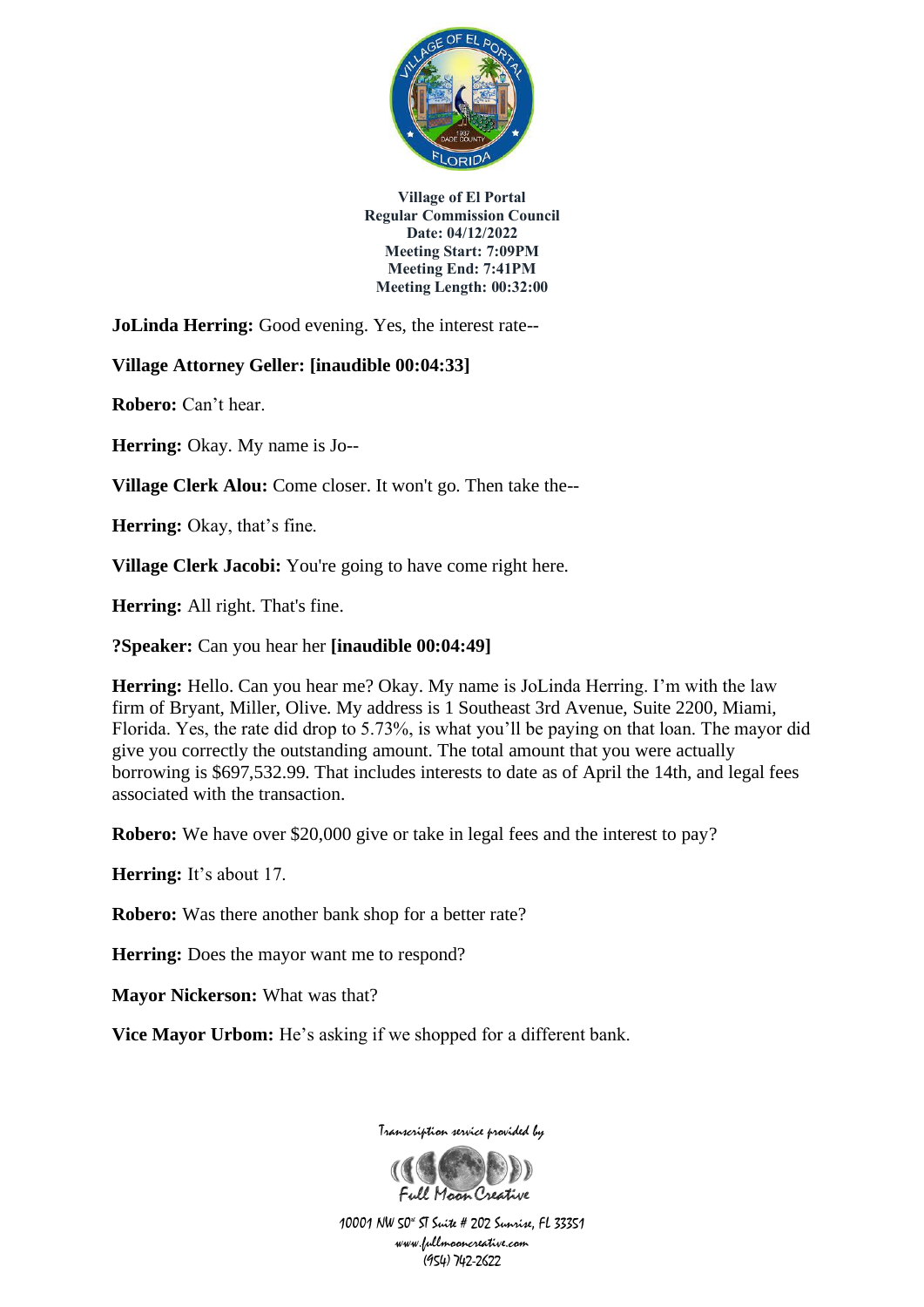**Village of El Portal**
**Regular Commission Council**
**Date: 04/12/2022**
**Meeting Start: 7:09PM**
**Meeting End: 7:41PM**
**Meeting Length: 00:32:00**

**JoLinda Herring:** Good evening. Yes, the interest rate--

**Village Attorney Geller: [inaudible 00:04:33]**

**Robero:** Can't hear.

**Herring:** Okay. My name is Jo--

**Village Clerk Alou:** Come closer. It won't go. Then take the--

**Herring:** Okay, that's fine.

**Village Clerk Jacobi:** You're going to have come right here.

**Herring:** All right. That's fine.

**?Speaker:** Can you hear her **[inaudible 00:04:49]**

**Herring:** Hello. Can you hear me? Okay. My name is JoLinda Herring. I'm with the law firm of Bryant, Miller, Olive. My address is 1 Southeast 3rd Avenue, Suite 2200, Miami, Florida. Yes, the rate did drop to 5.73%, is what you'll be paying on that loan. The mayor did give you correctly the outstanding amount. The total amount that you were actually borrowing is $697,532.99. That includes interests to date as of April the 14th, and legal fees associated with the transaction.

**Robero:** We have over $20,000 give or take in legal fees and the interest to pay?

**Herring:** It's about 17.

**Robero:** Was there another bank shop for a better rate?

**Herring:** Does the mayor want me to respond?

**Mayor Nickerson:** What was that?

**Vice Mayor Urbom:** He's asking if we shopped for a different bank.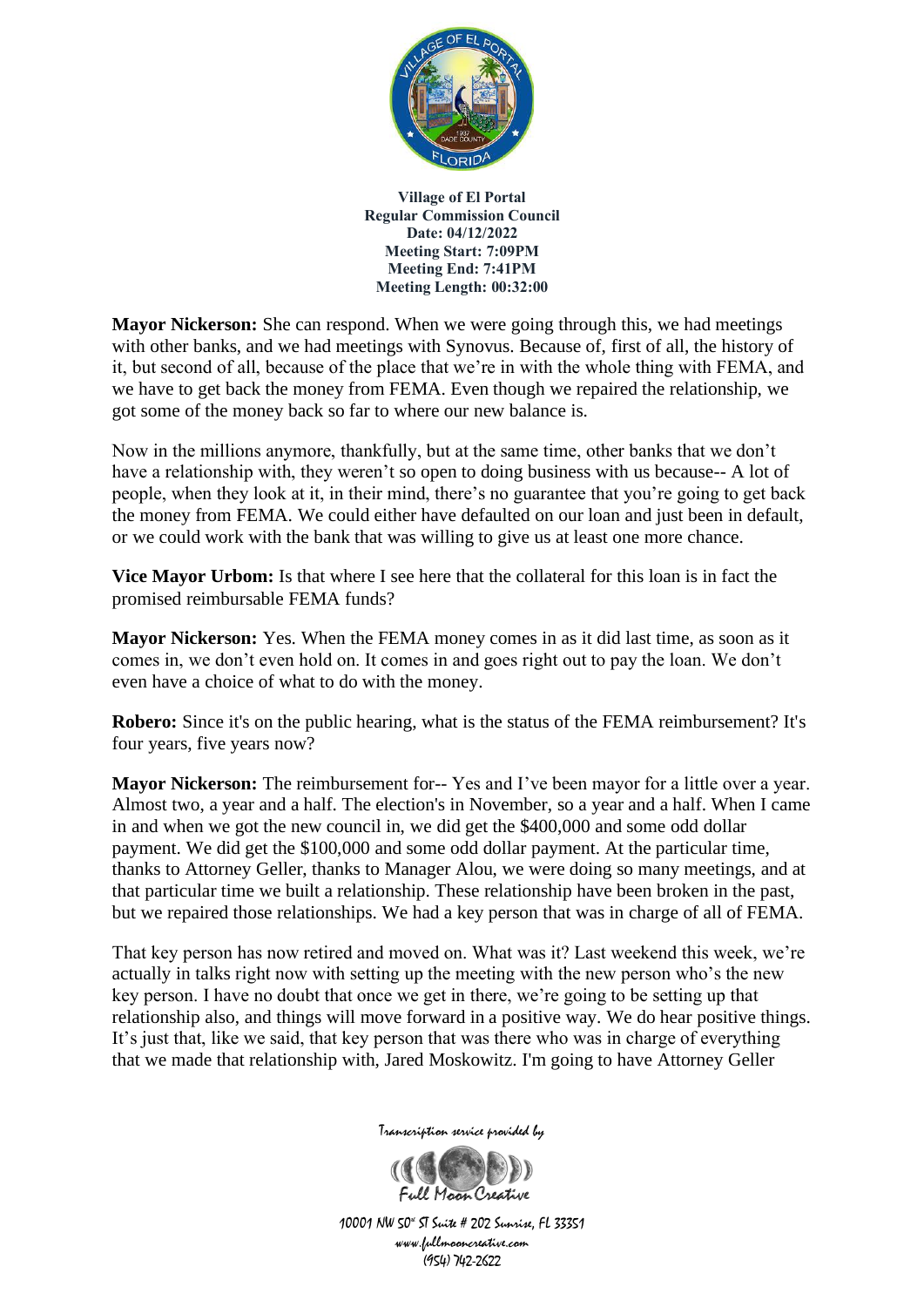**Village of El Portal**
**Regular Commission Council**
**Date: 04/12/2022**
**Meeting Start: 7:09PM**
**Meeting End: 7:41PM**
**Meeting Length: 00:32:00**

**Mayor Nickerson:** She can respond. When we were going through this, we had meetings with other banks, and we had meetings with Synovus. Because of, first of all, the history of it, but second of all, because of the place that we're in with the whole thing with FEMA, and we have to get back the money from FEMA. Even though we repaired the relationship, we got some of the money back so far to where our new balance is.

Now in the millions anymore, thankfully, but at the same time, other banks that we don't have a relationship with, they weren't so open to doing business with us because-- A lot of people, when they look at it, in their mind, there's no guarantee that you're going to get back the money from FEMA. We could either have defaulted on our loan and just been in default, or we could work with the bank that was willing to give us at least one more chance.

**Vice Mayor Urbom:** Is that where I see here that the collateral for this loan is in fact the promised reimbursable FEMA funds?

**Mayor Nickerson:** Yes. When the FEMA money comes in as it did last time, as soon as it comes in, we don't even hold on. It comes in and goes right out to pay the loan. We don't even have a choice of what to do with the money.

**Robero:** Since it's on the public hearing, what is the status of the FEMA reimbursement? It's four years, five years now?

**Mayor Nickerson:** The reimbursement for-- Yes and I've been mayor for a little over a year. Almost two, a year and a half. The election's in November, so a year and a half. When I came in and when we got the new council in, we did get the $400,000 and some odd dollar payment. We did get the $100,000 and some odd dollar payment. At the particular time, thanks to Attorney Geller, thanks to Manager Alou, we were doing so many meetings, and at that particular time we built a relationship. These relationship have been broken in the past, but we repaired those relationships. We had a key person that was in charge of all of FEMA.

That key person has now retired and moved on. What was it? Last weekend this week, we're actually in talks right now with setting up the meeting with the new person who's the new key person. I have no doubt that once we get in there, we're going to be setting up that relationship also, and things will move forward in a positive way. We do hear positive things. It's just that, like we said, that key person that was there who was in charge of everything that we made that relationship with, Jared Moskowitz. I'm going to have Attorney Geller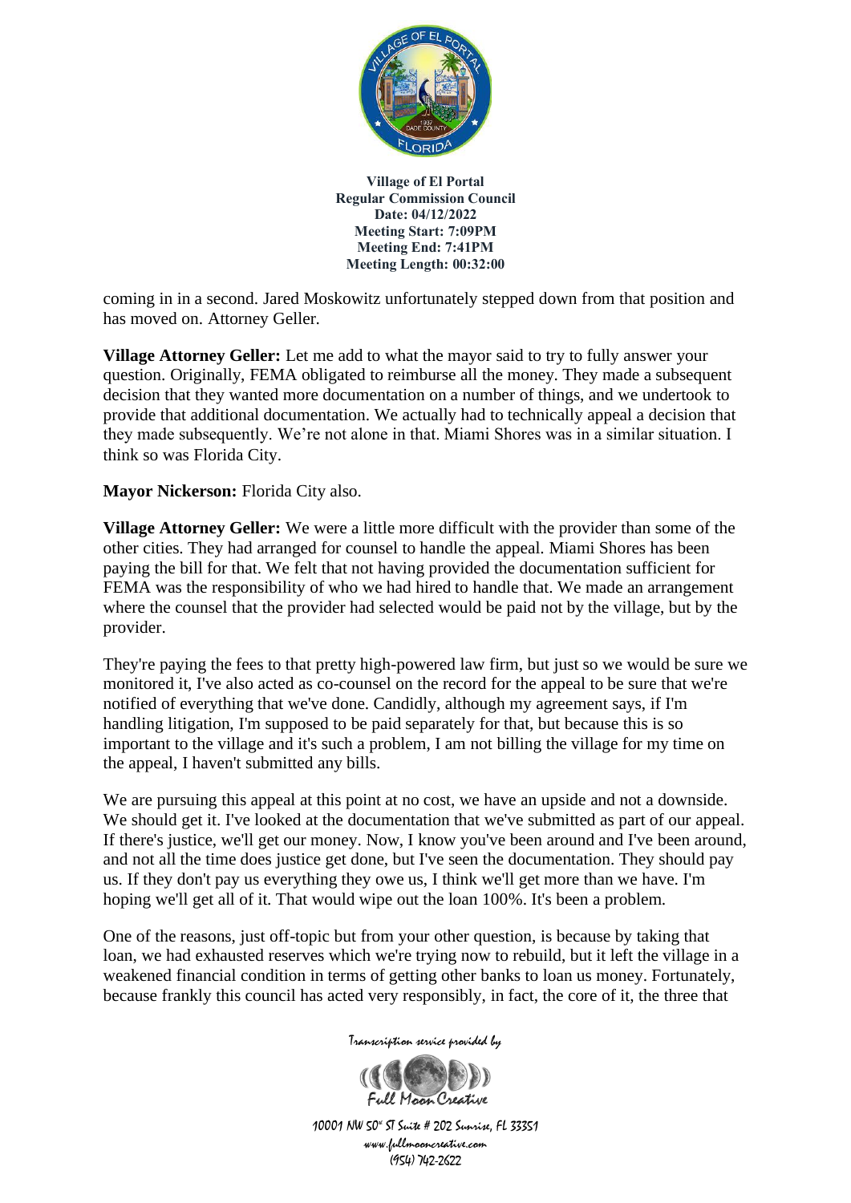coming in in a second. Jared Moskowitz unfortunately stepped down from that position and has moved on. Attorney Geller.

**Village Attorney Geller:** Let me add to what the mayor said to try to fully answer your question. Originally, FEMA obligated to reimburse all the money. They made a subsequent decision that they wanted more documentation on a number of things, and we undertook to provide that additional documentation. We actually had to technically appeal a decision that they made subsequently. We're not alone in that. Miami Shores was in a similar situation. I think so was Florida City.

**Mayor Nickerson:** Florida City also.

**Village Attorney Geller:** We were a little more difficult with the provider than some of the other cities. They had arranged for counsel to handle the appeal. Miami Shores has been paying the bill for that. We felt that not having provided the documentation sufficient for FEMA was the responsibility of who we had hired to handle that. We made an arrangement where the counsel that the provider had selected would be paid not by the village, but by the provider.

They're paying the fees to that pretty high-powered law firm, but just so we would be sure we monitored it, I've also acted as co-counsel on the record for the appeal to be sure that we're notified of everything that we've done. Candidly, although my agreement says, if I'm handling litigation, I'm supposed to be paid separately for that, but because this is so important to the village and it's such a problem, I am not billing the village for my time on the appeal, I haven't submitted any bills.

We are pursuing this appeal at this point at no cost, we have an upside and not a downside. We should get it. I've looked at the documentation that we've submitted as part of our appeal. If there's justice, we'll get our money. Now, I know you've been around and I've been around, and not all the time does justice get done, but I've seen the documentation. They should pay us. If they don't pay us everything they owe us, I think we'll get more than we have. I'm hoping we'll get all of it. That would wipe out the loan 100%. It's been a problem.

One of the reasons, just off-topic but from your other question, is because by taking that loan, we had exhausted reserves which we're trying now to rebuild, but it left the village in a weakened financial condition in terms of getting other banks to loan us money. Fortunately, because frankly this council has acted very responsibly, in fact, the core of it, the three that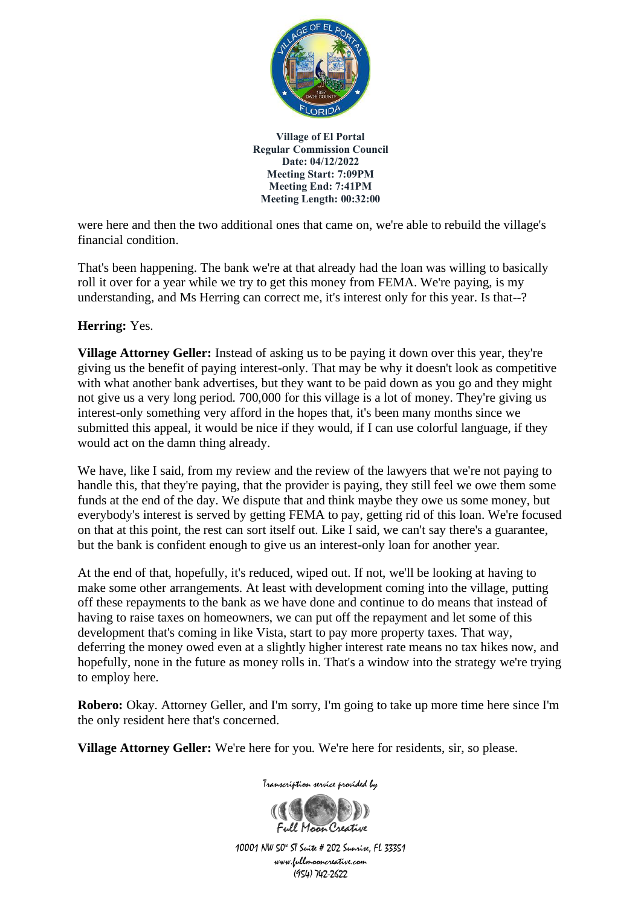were here and then the two additional ones that came on, we're able to rebuild the village's financial condition.

That's been happening. The bank we're at that already had the loan was willing to basically roll it over for a year while we try to get this money from FEMA. We're paying, is my understanding, and Ms Herring can correct me, it's interest only for this year. Is that--?

**Herring:** Yes.

**Village Attorney Geller:** Instead of asking us to be paying it down over this year, they're giving us the benefit of paying interest-only. That may be why it doesn't look as competitive with what another bank advertises, but they want to be paid down as you go and they might not give us a very long period. 700,000 for this village is a lot of money. They're giving us interest-only something very afford in the hopes that, it's been many months since we submitted this appeal, it would be nice if they would, if I can use colorful language, if they would act on the damn thing already.

We have, like I said, from my review and the review of the lawyers that we're not paying to handle this, that they're paying, that the provider is paying, they still feel we owe them some funds at the end of the day. We dispute that and think maybe they owe us some money, but everybody's interest is served by getting FEMA to pay, getting rid of this loan. We're focused on that at this point, the rest can sort itself out. Like I said, we can't say there's a guarantee, but the bank is confident enough to give us an interest-only loan for another year.

At the end of that, hopefully, it's reduced, wiped out. If not, we'll be looking at having to make some other arrangements. At least with development coming into the village, putting off these repayments to the bank as we have done and continue to do means that instead of having to raise taxes on homeowners, we can put off the repayment and let some of this development that's coming in like Vista, start to pay more property taxes. That way, deferring the money owed even at a slightly higher interest rate means no tax hikes now, and hopefully, none in the future as money rolls in. That's a window into the strategy we're trying to employ here.

**Robero:** Okay. Attorney Geller, and I'm sorry, I'm going to take up more time here since I'm the only resident here that's concerned.

**Village Attorney Geller:** We're here for you. We're here for residents, sir, so please.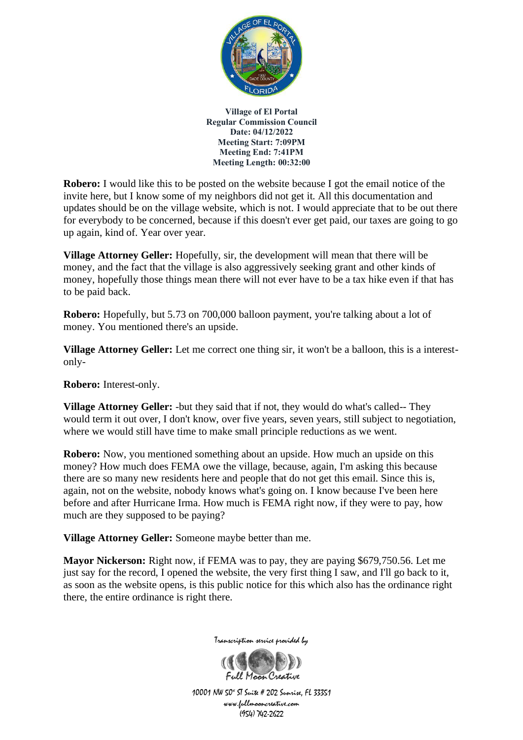**Robero:** I would like this to be posted on the website because I got the email notice of the invite here, but I know some of my neighbors did not get it. All this documentation and updates should be on the village website, which is not. I would appreciate that to be out there for everybody to be concerned, because if this doesn't ever get paid, our taxes are going to go up again, kind of. Year over year.

**Village Attorney Geller:** Hopefully, sir, the development will mean that there will be money, and the fact that the village is also aggressively seeking grant and other kinds of money, hopefully those things mean there will not ever have to be a tax hike even if that has to be paid back.

**Robero:** Hopefully, but 5.73 on 700,000 balloon payment, you're talking about a lot of money. You mentioned there's an upside.

**Village Attorney Geller:** Let me correct one thing sir, it won't be a balloon, this is a interest-only-

**Robero:** Interest-only.

**Village Attorney Geller:** -but they said that if not, they would do what's called-- They would term it out over, I don't know, over five years, seven years, still subject to negotiation, where we would still have time to make small principle reductions as we went.

**Robero:** Now, you mentioned something about an upside. How much an upside on this money? How much does FEMA owe the village, because, again, I'm asking this because there are so many new residents here and people that do not get this email. Since this is, again, not on the website, nobody knows what's going on. I know because I've been here before and after Hurricane Irma. How much is FEMA right now, if they were to pay, how much are they supposed to be paying?

**Village Attorney Geller:** Someone maybe better than me.

**Mayor Nickerson:** Right now, if FEMA was to pay, they are paying $679,750.56. Let me just say for the record, I opened the website, the very first thing I saw, and I'll go back to it, as soon as the website opens, is this public notice for this which also has the ordinance right there, the entire ordinance is right there.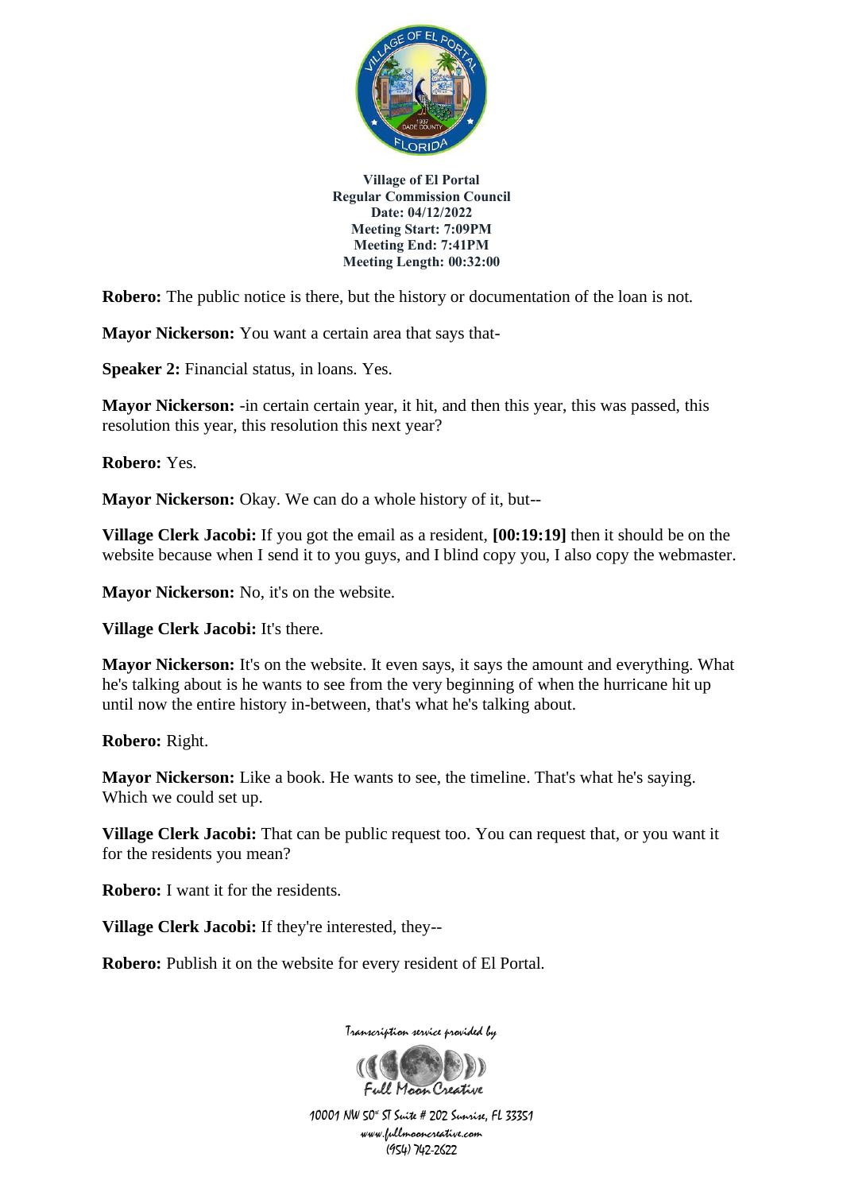**Village of El Portal**
**Regular Commission Council**
**Date: 04/12/2022**
**Meeting Start: 7:09PM**
**Meeting End: 7:41PM**
**Meeting Length: 00:32:00**

**Robero:** The public notice is there, but the history or documentation of the loan is not.

**Mayor Nickerson:** You want a certain area that says that-

**Speaker 2:** Financial status, in loans. Yes.

**Mayor Nickerson:** -in certain certain year, it hit, and then this year, this was passed, this resolution this year, this resolution this next year?

**Robero:** Yes.

**Mayor Nickerson:** Okay. We can do a whole history of it, but--

**Village Clerk Jacobi:** If you got the email as a resident, **[00:19:19]** then it should be on the website because when I send it to you guys, and I blind copy you, I also copy the webmaster.

**Mayor Nickerson:** No, it's on the website.

**Village Clerk Jacobi:** It's there.

**Mayor Nickerson:** It's on the website. It even says, it says the amount and everything. What he's talking about is he wants to see from the very beginning of when the hurricane hit up until now the entire history in-between, that's what he's talking about.

**Robero:** Right.

**Mayor Nickerson:** Like a book. He wants to see, the timeline. That's what he's saying. Which we could set up.

**Village Clerk Jacobi:** That can be public request too. You can request that, or you want it for the residents you mean?

**Robero:** I want it for the residents.

**Village Clerk Jacobi:** If they're interested, they--

**Robero:** Publish it on the website for every resident of El Portal.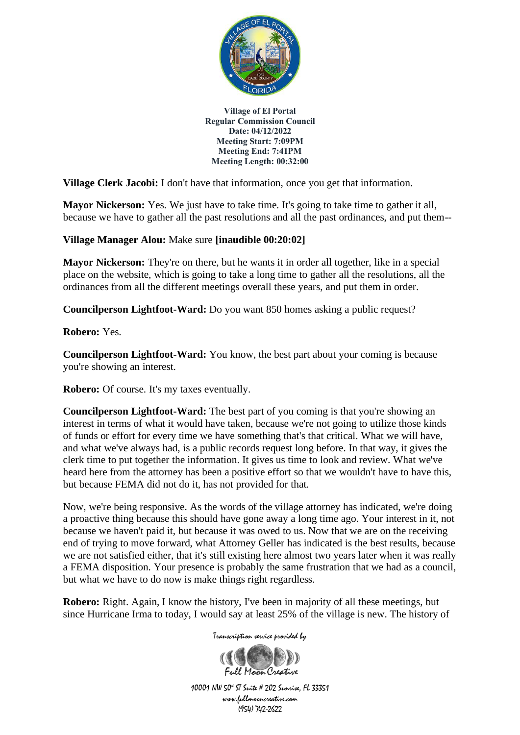**Village Clerk Jacobi:** I don't have that information, once you get that information.

**Mayor Nickerson:** Yes. We just have to take time. It's going to take time to gather it all, because we have to gather all the past resolutions and all the past ordinances, and put them--

**Village Manager Alou:** Make sure **[inaudible 00:20:02]**

**Mayor Nickerson:** They're on there, but he wants it in order all together, like in a special place on the website, which is going to take a long time to gather all the resolutions, all the ordinances from all the different meetings overall these years, and put them in order.

**Councilperson Lightfoot-Ward:** Do you want 850 homes asking a public request?

**Robero:** Yes.

**Councilperson Lightfoot-Ward:** You know, the best part about your coming is because you're showing an interest.

**Robero:** Of course. It's my taxes eventually.

**Councilperson Lightfoot-Ward:** The best part of you coming is that you're showing an interest in terms of what it would have taken, because we're not going to utilize those kinds of funds or effort for every time we have something that's that critical. What we will have, and what we've always had, is a public records request long before. In that way, it gives the clerk time to put together the information. It gives us time to look and review. What we've heard here from the attorney has been a positive effort so that we wouldn't have to have this, but because FEMA did not do it, has not provided for that.

Now, we're being responsive. As the words of the village attorney has indicated, we're doing a proactive thing because this should have gone away a long time ago. Your interest in it, not because we haven't paid it, but because it was owed to us. Now that we are on the receiving end of trying to move forward, what Attorney Geller has indicated is the best results, because we are not satisfied either, that it's still existing here almost two years later when it was really a FEMA disposition. Your presence is probably the same frustration that we had as a council, but what we have to do now is make things right regardless.

**Robero:** Right. Again, I know the history, I've been in majority of all these meetings, but since Hurricane Irma to today, I would say at least 25% of the village is new. The history of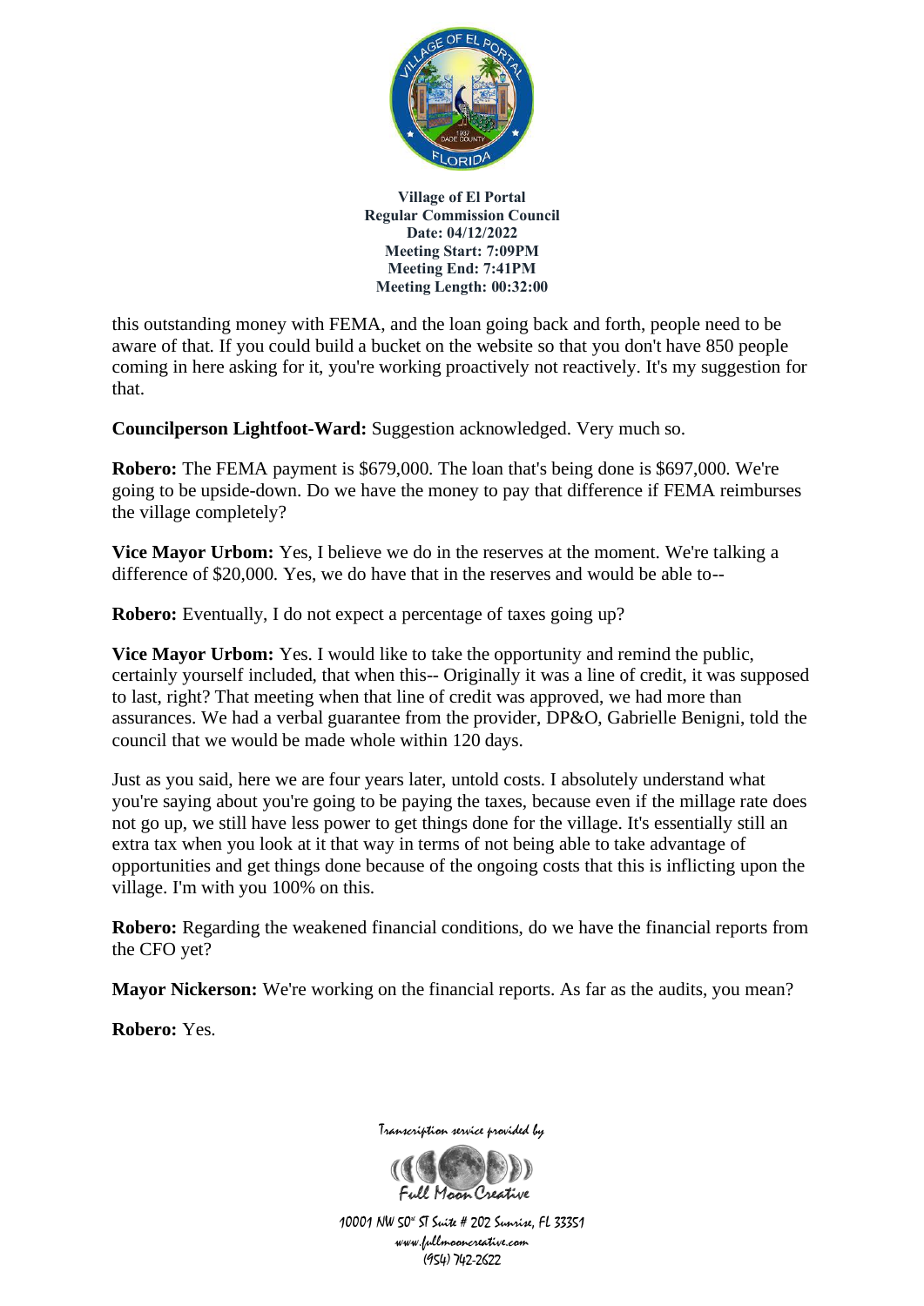this outstanding money with FEMA, and the loan going back and forth, people need to be aware of that. If you could build a bucket on the website so that you don't have 850 people coming in here asking for it, you're working proactively not reactively. It's my suggestion for that.

**Councilperson Lightfoot-Ward:** Suggestion acknowledged. Very much so.

**Robero:** The FEMA payment is $679,000. The loan that's being done is $697,000. We're going to be upside-down. Do we have the money to pay that difference if FEMA reimburses the village completely?

**Vice Mayor Urbom:** Yes, I believe we do in the reserves at the moment. We're talking a difference of $20,000. Yes, we do have that in the reserves and would be able to--

**Robero:** Eventually, I do not expect a percentage of taxes going up?

**Vice Mayor Urbom:** Yes. I would like to take the opportunity and remind the public, certainly yourself included, that when this-- Originally it was a line of credit, it was supposed to last, right? That meeting when that line of credit was approved, we had more than assurances. We had a verbal guarantee from the provider, DP&O, Gabrielle Benigni, told the council that we would be made whole within 120 days.

Just as you said, here we are four years later, untold costs. I absolutely understand what you're saying about you're going to be paying the taxes, because even if the millage rate does not go up, we still have less power to get things done for the village. It's essentially still an extra tax when you look at it that way in terms of not being able to take advantage of opportunities and get things done because of the ongoing costs that this is inflicting upon the village. I'm with you 100% on this.

**Robero:** Regarding the weakened financial conditions, do we have the financial reports from the CFO yet?

**Mayor Nickerson:** We're working on the financial reports. As far as the audits, you mean?

**Robero:** Yes.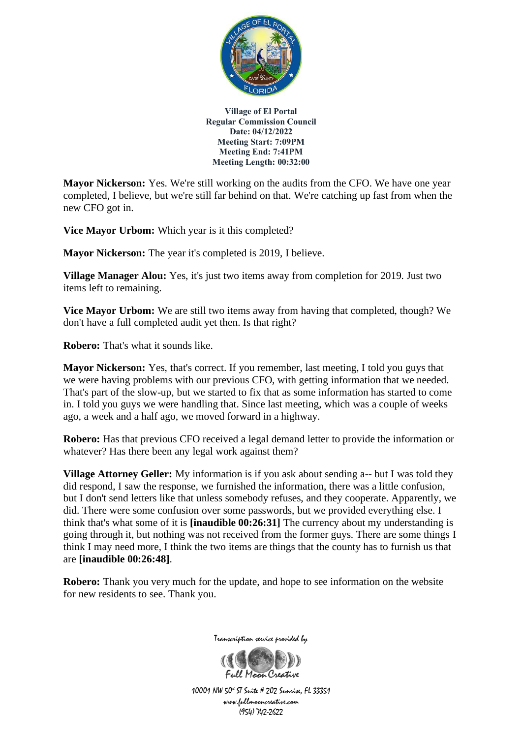**Village of El Portal**
**Regular Commission Council**
**Date: 04/12/2022**
**Meeting Start: 7:09PM**
**Meeting End: 7:41PM**
**Meeting Length: 00:32:00**

**Mayor Nickerson:** Yes. We're still working on the audits from the CFO. We have one year completed, I believe, but we're still far behind on that. We're catching up fast from when the new CFO got in.

**Vice Mayor Urbom:** Which year is it this completed?

**Mayor Nickerson:** The year it's completed is 2019, I believe.

**Village Manager Alou:** Yes, it's just two items away from completion for 2019. Just two items left to remaining.

**Vice Mayor Urbom:** We are still two items away from having that completed, though? We don't have a full completed audit yet then. Is that right?

**Robero:** That's what it sounds like.

**Mayor Nickerson:** Yes, that's correct. If you remember, last meeting, I told you guys that we were having problems with our previous CFO, with getting information that we needed. That's part of the slow-up, but we started to fix that as some information has started to come in. I told you guys we were handling that. Since last meeting, which was a couple of weeks ago, a week and a half ago, we moved forward in a highway.

**Robero:** Has that previous CFO received a legal demand letter to provide the information or whatever? Has there been any legal work against them?

**Village Attorney Geller:** My information is if you ask about sending a-- but I was told they did respond, I saw the response, we furnished the information, there was a little confusion, but I don't send letters like that unless somebody refuses, and they cooperate. Apparently, we did. There were some confusion over some passwords, but we provided everything else. I think that's what some of it is **[inaudible 00:26:31]** The currency about my understanding is going through it, but nothing was not received from the former guys. There are some things I think I may need more, I think the two items are things that the county has to furnish us that are **[inaudible 00:26:48]**.

**Robero:** Thank you very much for the update, and hope to see information on the website for new residents to see. Thank you.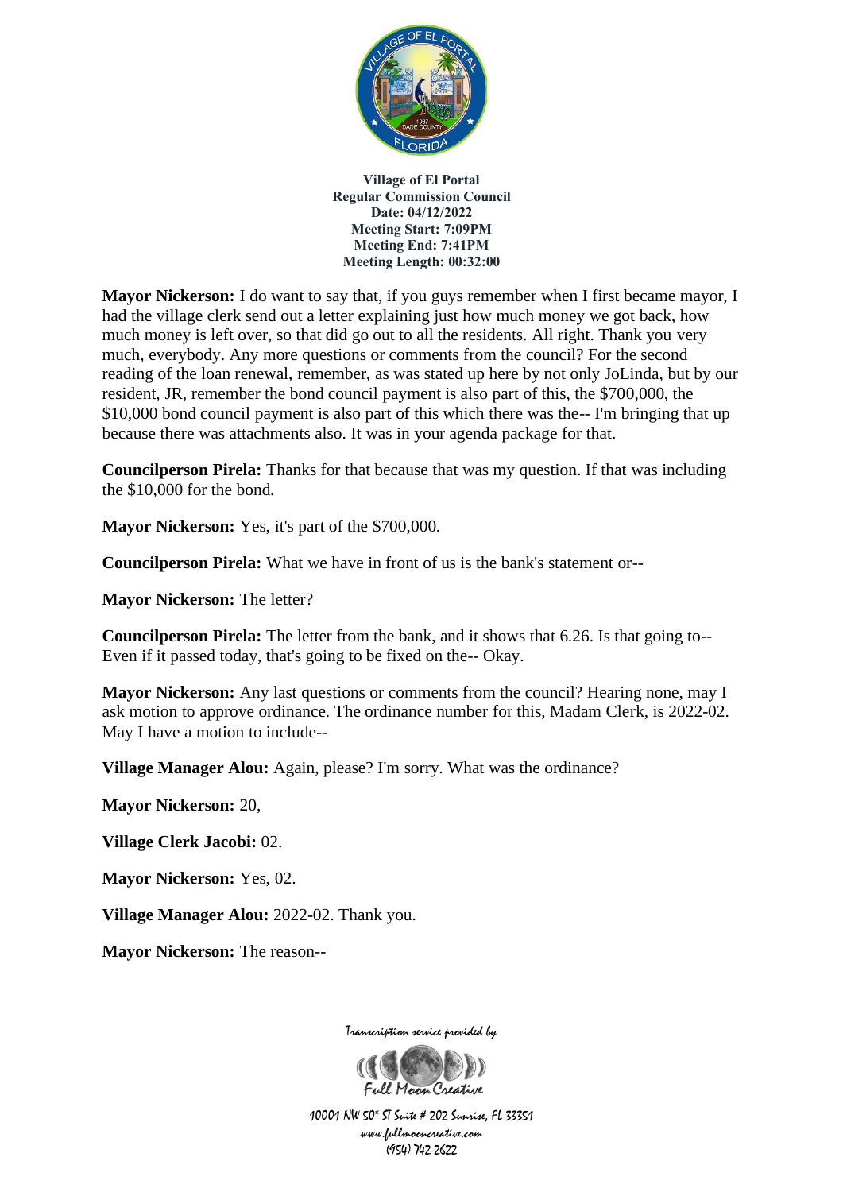**Mayor Nickerson:** I do want to say that, if you guys remember when I first became mayor, I had the village clerk send out a letter explaining just how much money we got back, how much money is left over, so that did go out to all the residents. All right. Thank you very much, everybody. Any more questions or comments from the council? For the second reading of the loan renewal, remember, as was stated up here by not only JoLinda, but by our resident, JR, remember the bond council payment is also part of this, the $700,000, the $10,000 bond council payment is also part of this which there was the-- I'm bringing that up because there was attachments also. It was in your agenda package for that.

**Councilperson Pirela:** Thanks for that because that was my question. If that was including the $10,000 for the bond.

**Mayor Nickerson:** Yes, it's part of the $700,000.

**Councilperson Pirela:** What we have in front of us is the bank's statement or--

**Mayor Nickerson:** The letter?

**Councilperson Pirela:** The letter from the bank, and it shows that 6.26. Is that going to-- Even if it passed today, that's going to be fixed on the-- Okay.

**Mayor Nickerson:** Any last questions or comments from the council? Hearing none, may I ask motion to approve ordinance. The ordinance number for this, Madam Clerk, is 2022-02. May I have a motion to include--

**Village Manager Alou:** Again, please? I'm sorry. What was the ordinance?

**Mayor Nickerson:** 20,

**Village Clerk Jacobi:** 02.

**Mayor Nickerson:** Yes, 02.

**Village Manager Alou:** 2022-02. Thank you.

**Mayor Nickerson:** The reason--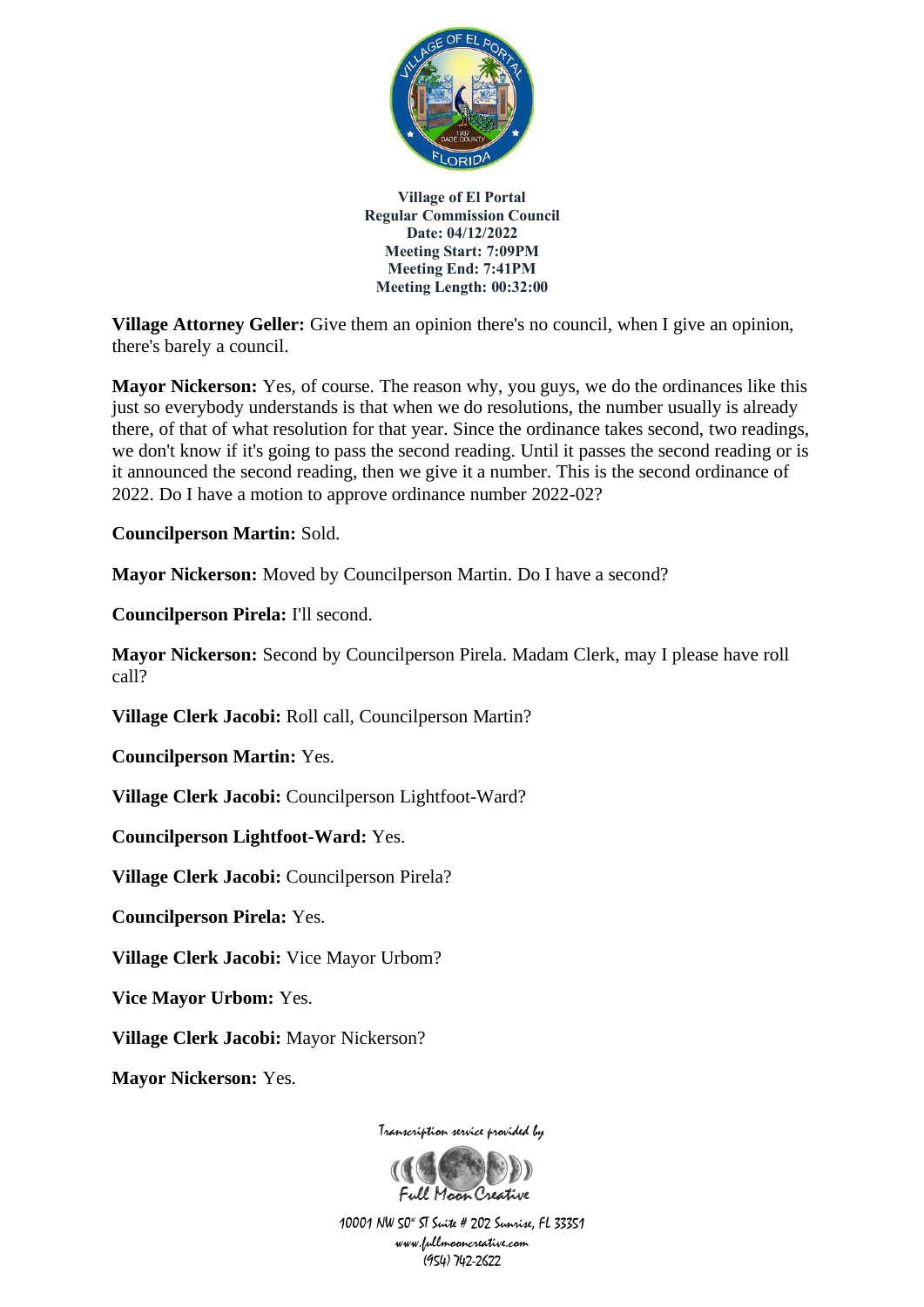**Village Attorney Geller:** Give them an opinion there's no council, when I give an opinion, there's barely a council.

**Mayor Nickerson:** Yes, of course. The reason why, you guys, we do the ordinances like this just so everybody understands is that when we do resolutions, the number usually is already there, of that of what resolution for that year. Since the ordinance takes second, two readings, we don't know if it's going to pass the second reading. Until it passes the second reading or is it announced the second reading, then we give it a number. This is the second ordinance of 2022. Do I have a motion to approve ordinance number 2022-02?

**Councilperson Martin:** Sold.

**Mayor Nickerson:** Moved by Councilperson Martin. Do I have a second?

**Councilperson Pirela:** I'll second.

**Mayor Nickerson:** Second by Councilperson Pirela. Madam Clerk, may I please have roll call?

**Village Clerk Jacobi:** Roll call, Councilperson Martin?

**Councilperson Martin:** Yes.

**Village Clerk Jacobi:** Councilperson Lightfoot-Ward?

**Councilperson Lightfoot-Ward:** Yes.

**Village Clerk Jacobi:** Councilperson Pirela?

**Councilperson Pirela:** Yes.

**Village Clerk Jacobi:** Vice Mayor Urbom?

**Vice Mayor Urbom:** Yes.

**Village Clerk Jacobi:** Mayor Nickerson?

**Mayor Nickerson:** Yes.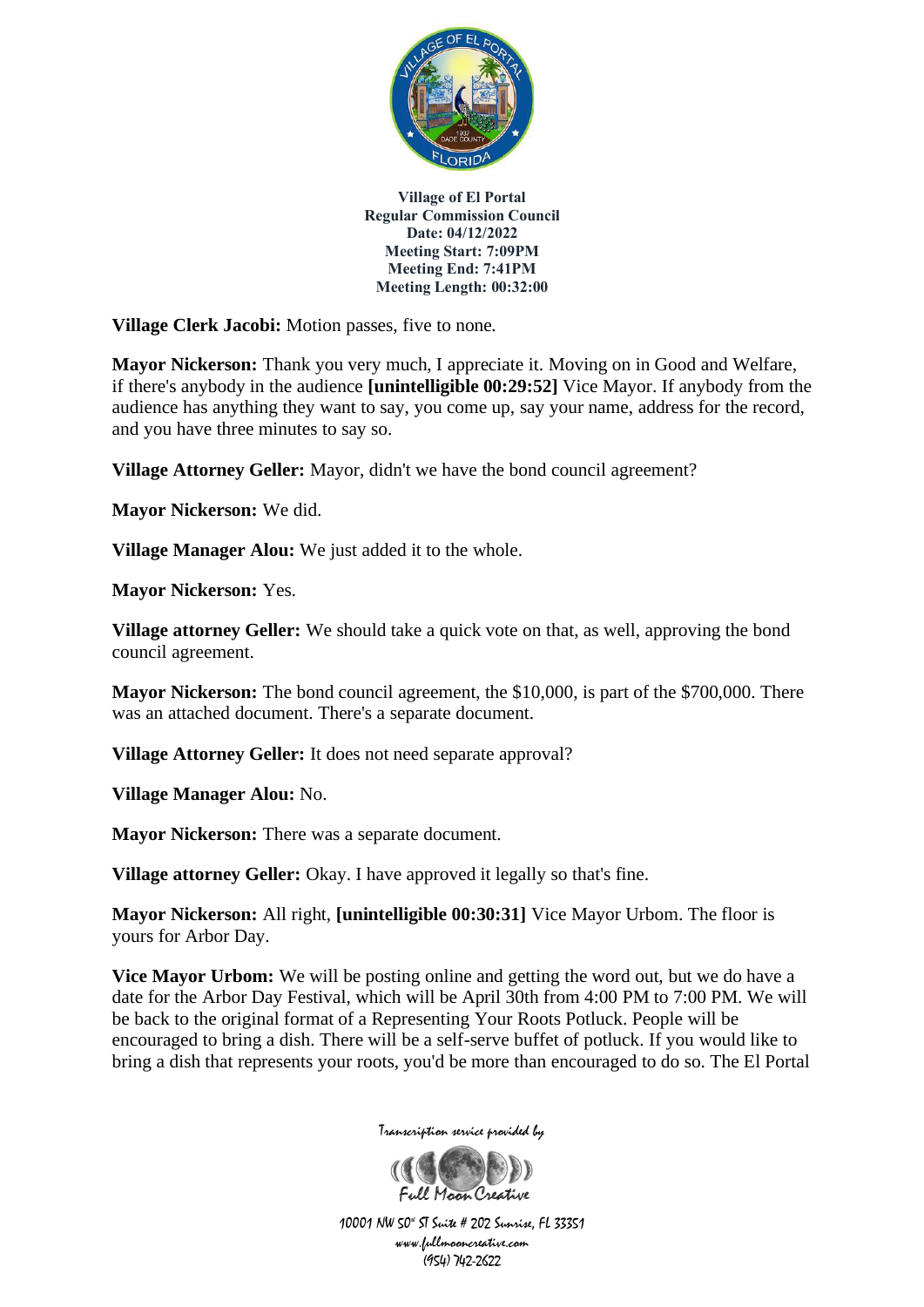**Village of El Portal**
**Regular Commission Council**
**Date: 04/12/2022**
**Meeting Start: 7:09PM**
**Meeting End: 7:41PM**
**Meeting Length: 00:32:00**

**Village Clerk Jacobi:** Motion passes, five to none.

**Mayor Nickerson:** Thank you very much, I appreciate it. Moving on in Good and Welfare, if there's anybody in the audience **[unintelligible 00:29:52]** Vice Mayor. If anybody from the audience has anything they want to say, you come up, say your name, address for the record, and you have three minutes to say so.

**Village Attorney Geller:** Mayor, didn't we have the bond council agreement?

**Mayor Nickerson:** We did.

**Village Manager Alou:** We just added it to the whole.

**Mayor Nickerson:** Yes.

**Village attorney Geller:** We should take a quick vote on that, as well, approving the bond council agreement.

**Mayor Nickerson:** The bond council agreement, the $10,000, is part of the $700,000. There was an attached document. There's a separate document.

**Village Attorney Geller:** It does not need separate approval?

**Village Manager Alou:** No.

**Mayor Nickerson:** There was a separate document.

**Village attorney Geller:** Okay. I have approved it legally so that's fine.

**Mayor Nickerson:** All right, **[unintelligible 00:30:31]** Vice Mayor Urbom. The floor is yours for Arbor Day.

**Vice Mayor Urbom:** We will be posting online and getting the word out, but we do have a date for the Arbor Day Festival, which will be April 30th from 4:00 PM to 7:00 PM. We will be back to the original format of a Representing Your Roots Potluck. People will be encouraged to bring a dish. There will be a self-serve buffet of potluck. If you would like to bring a dish that represents your roots, you'd be more than encouraged to do so. The El Portal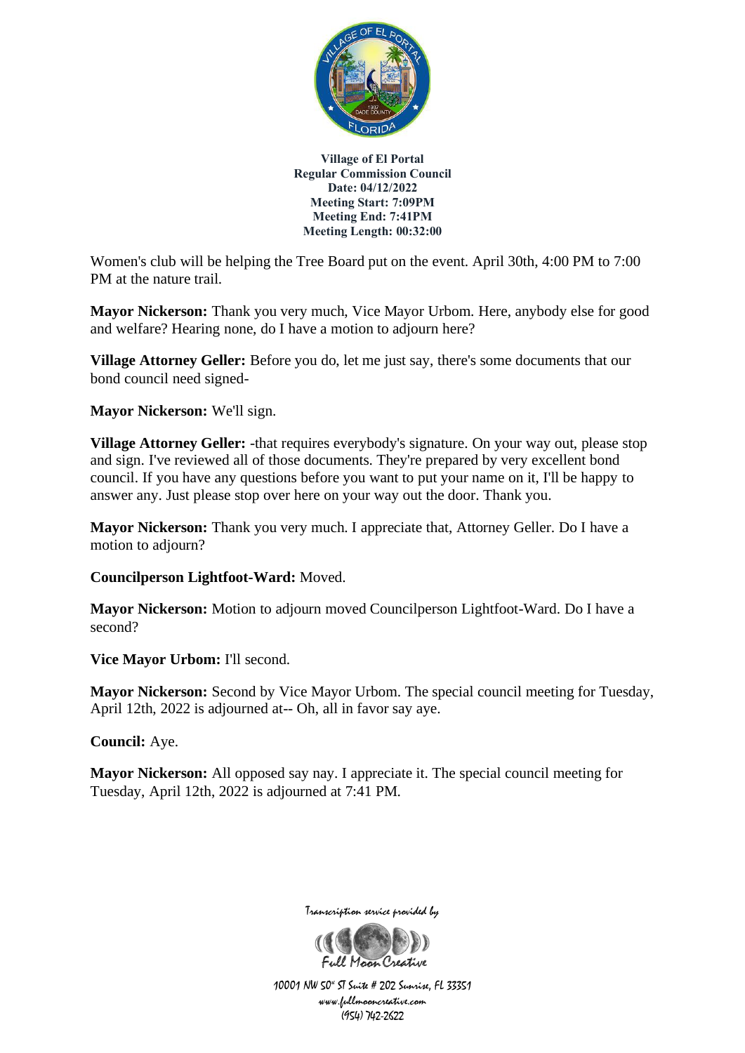**Village of El Portal**
**Regular Commission Council**
**Date: 04/12/2022**
**Meeting Start: 7:09PM**
**Meeting End: 7:41PM**
**Meeting Length: 00:32:00**

Women's club will be helping the Tree Board put on the event. April 30th, 4:00 PM to 7:00 PM at the nature trail.

**Mayor Nickerson:** Thank you very much, Vice Mayor Urbom. Here, anybody else for good and welfare? Hearing none, do I have a motion to adjourn here?

**Village Attorney Geller:** Before you do, let me just say, there's some documents that our bond council need signed-

**Mayor Nickerson:** We'll sign.

**Village Attorney Geller:** -that requires everybody's signature. On your way out, please stop and sign. I've reviewed all of those documents. They're prepared by very excellent bond council. If you have any questions before you want to put your name on it, I'll be happy to answer any. Just please stop over here on your way out the door. Thank you.

**Mayor Nickerson:** Thank you very much. I appreciate that, Attorney Geller. Do I have a motion to adjourn?

**Councilperson Lightfoot-Ward:** Moved.

**Mayor Nickerson:** Motion to adjourn moved Councilperson Lightfoot-Ward. Do I have a second?

**Vice Mayor Urbom:** I'll second.

**Mayor Nickerson:** Second by Vice Mayor Urbom. The special council meeting for Tuesday, April 12th, 2022 is adjourned at-- Oh, all in favor say aye.

**Council:** Aye.

**Mayor Nickerson:** All opposed say nay. I appreciate it. The special council meeting for Tuesday, April 12th, 2022 is adjourned at 7:41 PM.

Transcription service provided by
Full Moon Creative
10001 NW 50th ST Suite # 202 Sunrise, FL 33351
www.fullmooncreative.com
(954) 742-2622